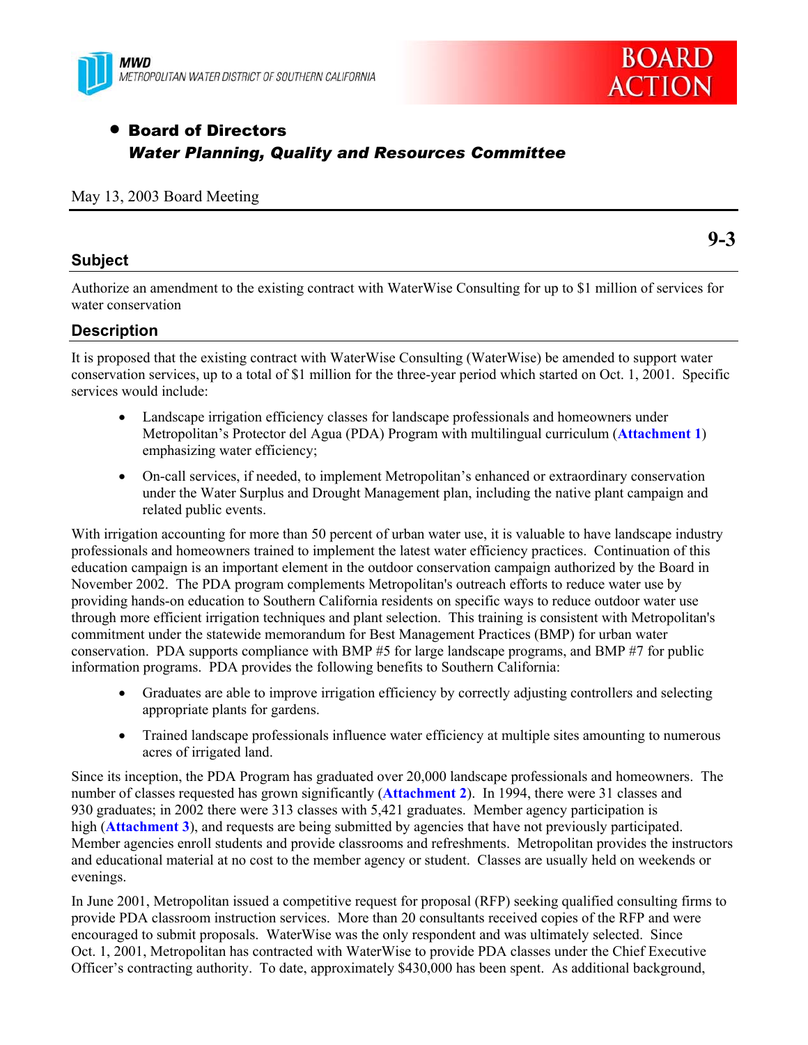MWD
METROPOLITAN WATER DISTRICT OF SOUTHERN CALIFORNIA

**BOARD ACTION**

- **Board of Directors**
  ***Water Planning, Quality and Resources Committee***

May 13, 2003 Board Meeting

**9-3**

## Subject

Authorize an amendment to the existing contract with WaterWise Consulting for up to $1 million of services for water conservation

## Description

It is proposed that the existing contract with WaterWise Consulting (WaterWise) be amended to support water conservation services, up to a total of $1 million for the three-year period which started on Oct. 1, 2001. Specific services would include:

- Landscape irrigation efficiency classes for landscape professionals and homeowners under Metropolitan's Protector del Agua (PDA) Program with multilingual curriculum (**Attachment 1**) emphasizing water efficiency;
- On-call services, if needed, to implement Metropolitan's enhanced or extraordinary conservation under the Water Surplus and Drought Management plan, including the native plant campaign and related public events.

With irrigation accounting for more than 50 percent of urban water use, it is valuable to have landscape industry professionals and homeowners trained to implement the latest water efficiency practices. Continuation of this education campaign is an important element in the outdoor conservation campaign authorized by the Board in November 2002. The PDA program complements Metropolitan's outreach efforts to reduce water use by providing hands-on education to Southern California residents on specific ways to reduce outdoor water use through more efficient irrigation techniques and plant selection. This training is consistent with Metropolitan's commitment under the statewide memorandum for Best Management Practices (BMP) for urban water conservation. PDA supports compliance with BMP #5 for large landscape programs, and BMP #7 for public information programs. PDA provides the following benefits to Southern California:

- Graduates are able to improve irrigation efficiency by correctly adjusting controllers and selecting appropriate plants for gardens.
- Trained landscape professionals influence water efficiency at multiple sites amounting to numerous acres of irrigated land.

Since its inception, the PDA Program has graduated over 20,000 landscape professionals and homeowners. The number of classes requested has grown significantly (**Attachment 2**). In 1994, there were 31 classes and 930 graduates; in 2002 there were 313 classes with 5,421 graduates. Member agency participation is high (**Attachment 3**), and requests are being submitted by agencies that have not previously participated. Member agencies enroll students and provide classrooms and refreshments. Metropolitan provides the instructors and educational material at no cost to the member agency or student. Classes are usually held on weekends or evenings.

In June 2001, Metropolitan issued a competitive request for proposal (RFP) seeking qualified consulting firms to provide PDA classroom instruction services. More than 20 consultants received copies of the RFP and were encouraged to submit proposals. WaterWise was the only respondent and was ultimately selected. Since Oct. 1, 2001, Metropolitan has contracted with WaterWise to provide PDA classes under the Chief Executive Officer's contracting authority. To date, approximately $430,000 has been spent. As additional background,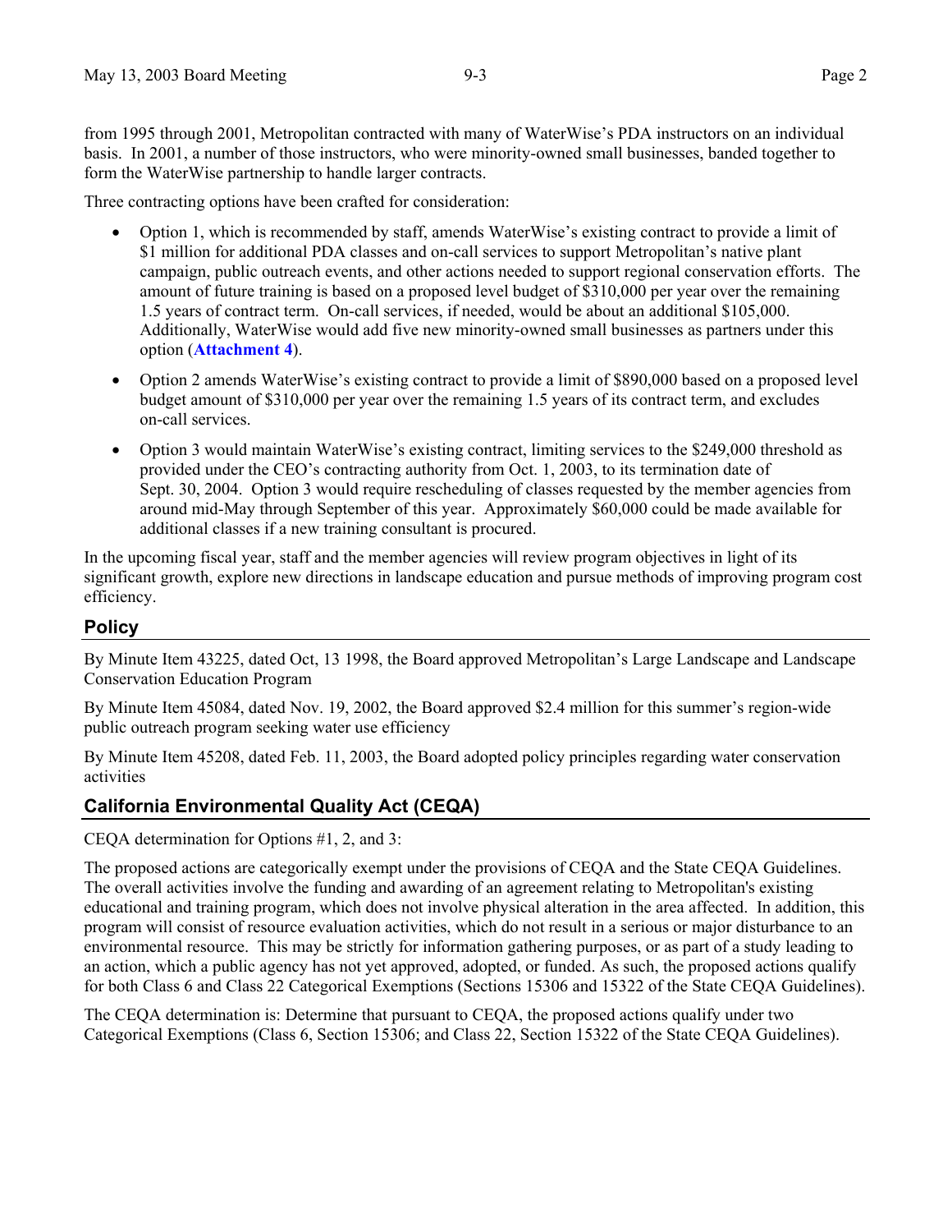from 1995 through 2001, Metropolitan contracted with many of WaterWise's PDA instructors on an individual basis. In 2001, a number of those instructors, who were minority-owned small businesses, banded together to form the WaterWise partnership to handle larger contracts.

Three contracting options have been crafted for consideration:

- Option 1, which is recommended by staff, amends WaterWise's existing contract to provide a limit of $1 million for additional PDA classes and on-call services to support Metropolitan's native plant campaign, public outreach events, and other actions needed to support regional conservation efforts. The amount of future training is based on a proposed level budget of $310,000 per year over the remaining 1.5 years of contract term. On-call services, if needed, would be about an additional $105,000. Additionally, WaterWise would add five new minority-owned small businesses as partners under this option (**Attachment 4**).
- Option 2 amends WaterWise's existing contract to provide a limit of $890,000 based on a proposed level budget amount of $310,000 per year over the remaining 1.5 years of its contract term, and excludes on-call services.
- Option 3 would maintain WaterWise's existing contract, limiting services to the $249,000 threshold as provided under the CEO's contracting authority from Oct. 1, 2003, to its termination date of Sept. 30, 2004. Option 3 would require rescheduling of classes requested by the member agencies from around mid-May through September of this year. Approximately $60,000 could be made available for additional classes if a new training consultant is procured.

In the upcoming fiscal year, staff and the member agencies will review program objectives in light of its significant growth, explore new directions in landscape education and pursue methods of improving program cost efficiency.

## Policy

By Minute Item 43225, dated Oct, 13 1998, the Board approved Metropolitan's Large Landscape and Landscape Conservation Education Program

By Minute Item 45084, dated Nov. 19, 2002, the Board approved $2.4 million for this summer's region-wide public outreach program seeking water use efficiency

By Minute Item 45208, dated Feb. 11, 2003, the Board adopted policy principles regarding water conservation activities

## California Environmental Quality Act (CEQA)

CEQA determination for Options #1, 2, and 3:

The proposed actions are categorically exempt under the provisions of CEQA and the State CEQA Guidelines. The overall activities involve the funding and awarding of an agreement relating to Metropolitan's existing educational and training program, which does not involve physical alteration in the area affected. In addition, this program will consist of resource evaluation activities, which do not result in a serious or major disturbance to an environmental resource. This may be strictly for information gathering purposes, or as part of a study leading to an action, which a public agency has not yet approved, adopted, or funded. As such, the proposed actions qualify for both Class 6 and Class 22 Categorical Exemptions (Sections 15306 and 15322 of the State CEQA Guidelines).

The CEQA determination is: Determine that pursuant to CEQA, the proposed actions qualify under two Categorical Exemptions (Class 6, Section 15306; and Class 22, Section 15322 of the State CEQA Guidelines).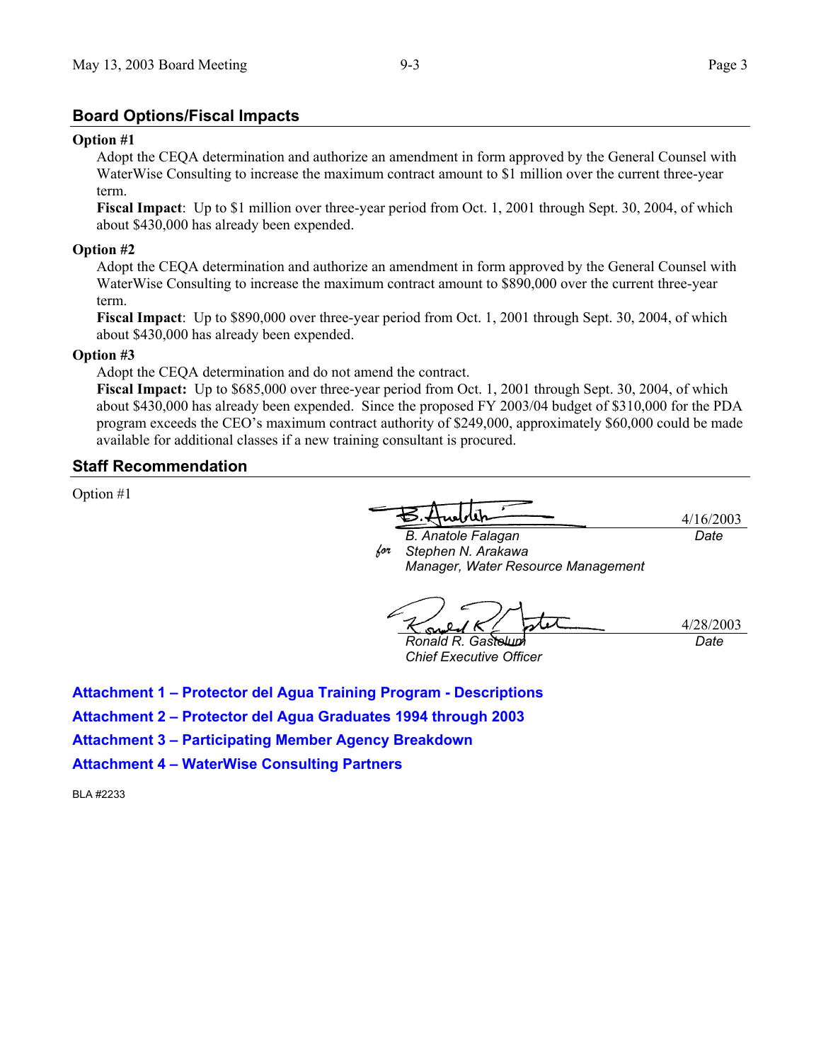## Board Options/Fiscal Impacts

**Option #1**

Adopt the CEQA determination and authorize an amendment in form approved by the General Counsel with WaterWise Consulting to increase the maximum contract amount to $1 million over the current three-year term.

**Fiscal Impact**: Up to $1 million over three-year period from Oct. 1, 2001 through Sept. 30, 2004, of which about $430,000 has already been expended.

**Option #2**

Adopt the CEQA determination and authorize an amendment in form approved by the General Counsel with WaterWise Consulting to increase the maximum contract amount to $890,000 over the current three-year term.

**Fiscal Impact**: Up to $890,000 over three-year period from Oct. 1, 2001 through Sept. 30, 2004, of which about $430,000 has already been expended.

**Option #3**

Adopt the CEQA determination and do not amend the contract.

**Fiscal Impact:** Up to $685,000 over three-year period from Oct. 1, 2001 through Sept. 30, 2004, of which about $430,000 has already been expended. Since the proposed FY 2003/04 budget of $310,000 for the PDA program exceeds the CEO's maximum contract authority of $249,000, approximately $60,000 could be made available for additional classes if a new training consultant is procured.

## Staff Recommendation

Option #1

B. Anatole Falagan — 4/16/2003
*B. Anatole Falagan*
*for Stephen N. Arakawa*
*Manager, Water Resource Management*
*Date*

Ronald R. Gastelum — 4/28/2003
*Ronald R. Gastelum*
*Chief Executive Officer*
*Date*

**Attachment 1 – Protector del Agua Training Program - Descriptions**

**Attachment 2 – Protector del Agua Graduates 1994 through 2003**

**Attachment 3 – Participating Member Agency Breakdown**

**Attachment 4 – WaterWise Consulting Partners**

BLA #2233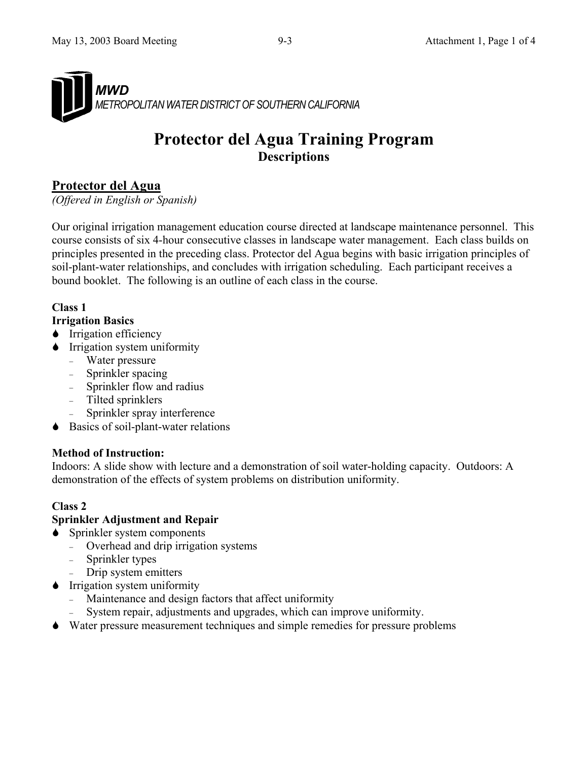**MWD**
*METROPOLITAN WATER DISTRICT OF SOUTHERN CALIFORNIA*

# Protector del Agua Training Program

## Descriptions

## Protector del Agua

*(Offered in English or Spanish)*

Our original irrigation management education course directed at landscape maintenance personnel. This course consists of six 4-hour consecutive classes in landscape water management. Each class builds on principles presented in the preceding class. Protector del Agua begins with basic irrigation principles of soil-plant-water relationships, and concludes with irrigation scheduling. Each participant receives a bound booklet. The following is an outline of each class in the course.

**Class 1**
**Irrigation Basics**

- Irrigation efficiency
- Irrigation system uniformity
  - Water pressure
  - Sprinkler spacing
  - Sprinkler flow and radius
  - Tilted sprinklers
  - Sprinkler spray interference
- Basics of soil-plant-water relations

**Method of Instruction:**
Indoors: A slide show with lecture and a demonstration of soil water-holding capacity. Outdoors: A demonstration of the effects of system problems on distribution uniformity.

**Class 2**
**Sprinkler Adjustment and Repair**

- Sprinkler system components
  - Overhead and drip irrigation systems
  - Sprinkler types
  - Drip system emitters
- Irrigation system uniformity
  - Maintenance and design factors that affect uniformity
  - System repair, adjustments and upgrades, which can improve uniformity.
- Water pressure measurement techniques and simple remedies for pressure problems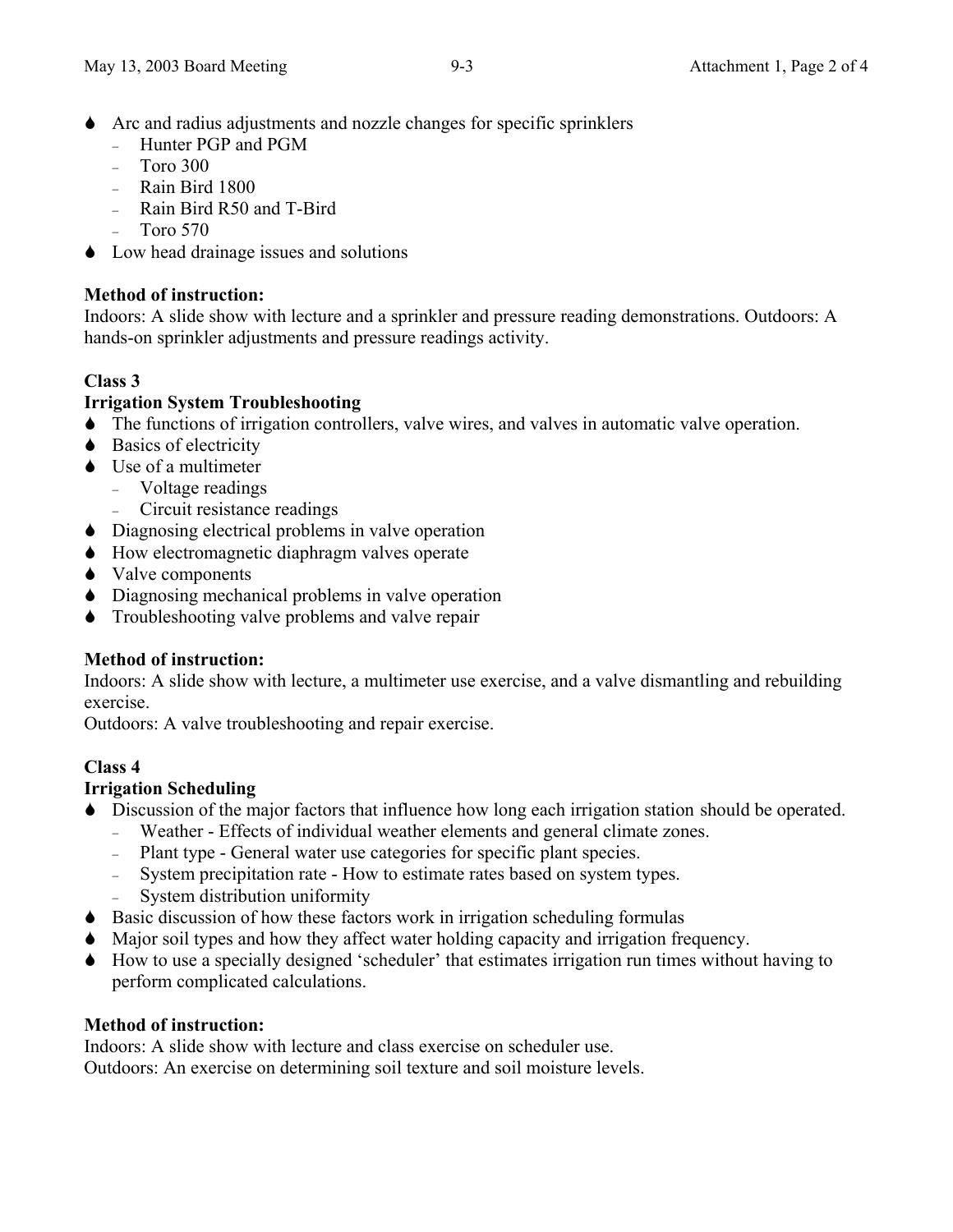- Arc and radius adjustments and nozzle changes for specific sprinklers
  - Hunter PGP and PGM
  - Toro 300
  - Rain Bird 1800
  - Rain Bird R50 and T-Bird
  - Toro 570
- Low head drainage issues and solutions

**Method of instruction:**
Indoors: A slide show with lecture and a sprinkler and pressure reading demonstrations. Outdoors: A hands-on sprinkler adjustments and pressure readings activity.

**Class 3**
**Irrigation System Troubleshooting**

- The functions of irrigation controllers, valve wires, and valves in automatic valve operation.
- Basics of electricity
- Use of a multimeter
  - Voltage readings
  - Circuit resistance readings
- Diagnosing electrical problems in valve operation
- How electromagnetic diaphragm valves operate
- Valve components
- Diagnosing mechanical problems in valve operation
- Troubleshooting valve problems and valve repair

**Method of instruction:**
Indoors: A slide show with lecture, a multimeter use exercise, and a valve dismantling and rebuilding exercise.
Outdoors: A valve troubleshooting and repair exercise.

**Class 4**
**Irrigation Scheduling**

- Discussion of the major factors that influence how long each irrigation station should be operated.
  - Weather - Effects of individual weather elements and general climate zones.
  - Plant type - General water use categories for specific plant species.
  - System precipitation rate - How to estimate rates based on system types.
  - System distribution uniformity
- Basic discussion of how these factors work in irrigation scheduling formulas
- Major soil types and how they affect water holding capacity and irrigation frequency.
- How to use a specially designed 'scheduler' that estimates irrigation run times without having to perform complicated calculations.

**Method of instruction:**
Indoors: A slide show with lecture and class exercise on scheduler use.
Outdoors: An exercise on determining soil texture and soil moisture levels.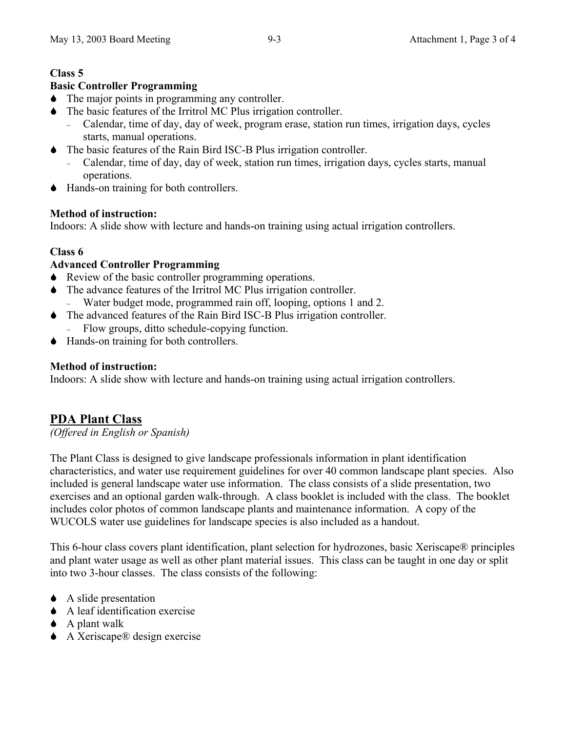**Class 5**
**Basic Controller Programming**

- The major points in programming any controller.
- The basic features of the Irritrol MC Plus irrigation controller.
  - Calendar, time of day, day of week, program erase, station run times, irrigation days, cycles starts, manual operations.
- The basic features of the Rain Bird ISC-B Plus irrigation controller.
  - Calendar, time of day, day of week, station run times, irrigation days, cycles starts, manual operations.
- Hands-on training for both controllers.

**Method of instruction:**
Indoors: A slide show with lecture and hands-on training using actual irrigation controllers.

**Class 6**
**Advanced Controller Programming**

- Review of the basic controller programming operations.
- The advance features of the Irritrol MC Plus irrigation controller.
  - Water budget mode, programmed rain off, looping, options 1 and 2.
- The advanced features of the Rain Bird ISC-B Plus irrigation controller.
  - Flow groups, ditto schedule-copying function.
- Hands-on training for both controllers.

**Method of instruction:**
Indoors: A slide show with lecture and hands-on training using actual irrigation controllers.

## PDA Plant Class

*(Offered in English or Spanish)*

The Plant Class is designed to give landscape professionals information in plant identification characteristics, and water use requirement guidelines for over 40 common landscape plant species. Also included is general landscape water use information. The class consists of a slide presentation, two exercises and an optional garden walk-through. A class booklet is included with the class. The booklet includes color photos of common landscape plants and maintenance information. A copy of the WUCOLS water use guidelines for landscape species is also included as a handout.

This 6-hour class covers plant identification, plant selection for hydrozones, basic Xeriscape® principles and plant water usage as well as other plant material issues. This class can be taught in one day or split into two 3-hour classes. The class consists of the following:

- A slide presentation
- A leaf identification exercise
- A plant walk
- A Xeriscape® design exercise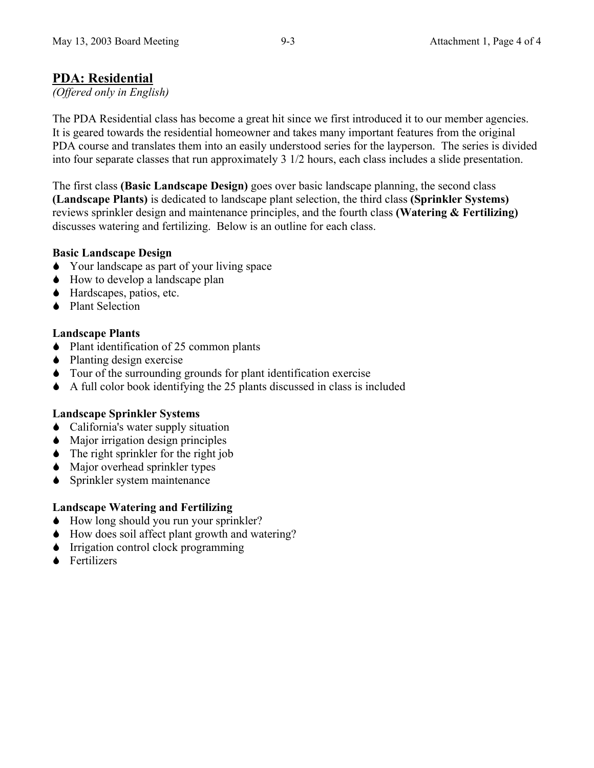## PDA: Residential

*(Offered only in English)*

The PDA Residential class has become a great hit since we first introduced it to our member agencies. It is geared towards the residential homeowner and takes many important features from the original PDA course and translates them into an easily understood series for the layperson. The series is divided into four separate classes that run approximately 3 1/2 hours, each class includes a slide presentation.

The first class **(Basic Landscape Design)** goes over basic landscape planning, the second class **(Landscape Plants)** is dedicated to landscape plant selection, the third class **(Sprinkler Systems)** reviews sprinkler design and maintenance principles, and the fourth class **(Watering & Fertilizing)** discusses watering and fertilizing. Below is an outline for each class.

**Basic Landscape Design**

- Your landscape as part of your living space
- How to develop a landscape plan
- Hardscapes, patios, etc.
- Plant Selection

**Landscape Plants**

- Plant identification of 25 common plants
- Planting design exercise
- Tour of the surrounding grounds for plant identification exercise
- A full color book identifying the 25 plants discussed in class is included

**Landscape Sprinkler Systems**

- California's water supply situation
- Major irrigation design principles
- The right sprinkler for the right job
- Major overhead sprinkler types
- Sprinkler system maintenance

**Landscape Watering and Fertilizing**

- How long should you run your sprinkler?
- How does soil affect plant growth and watering?
- Irrigation control clock programming
- Fertilizers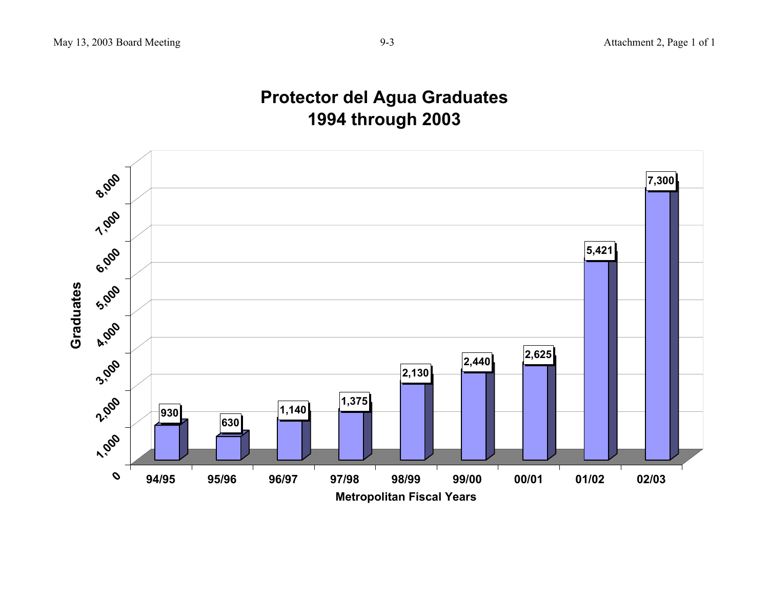# Protector del Agua Graduates
## 1994 through 2003

| Metropolitan Fiscal Years | Graduates |
|---|---|
| 94/95 | 930 |
| 95/96 | 630 |
| 96/97 | 1,140 |
| 97/98 | 1,375 |
| 98/99 | 2,130 |
| 99/00 | 2,440 |
| 00/01 | 2,625 |
| 01/02 | 5,421 |
| 02/03 | 7,300 |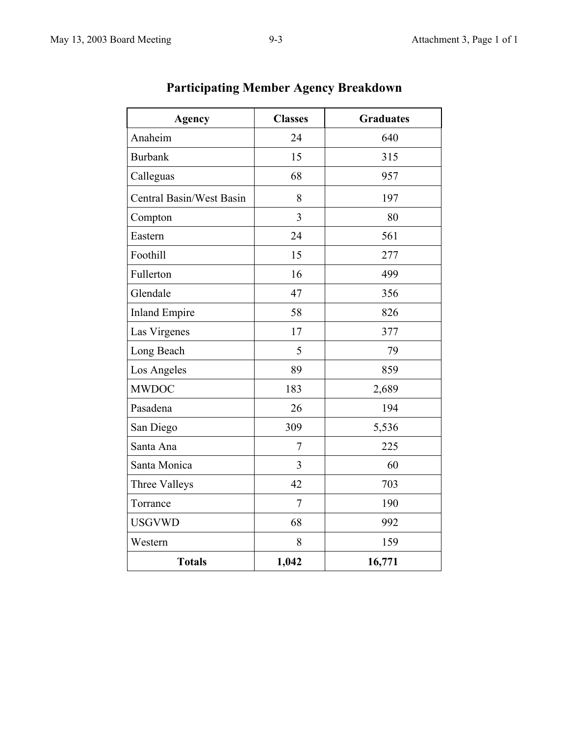# Participating Member Agency Breakdown

| Agency | Classes | Graduates |
|---|---|---|
| Anaheim | 24 | 640 |
| Burbank | 15 | 315 |
| Calleguas | 68 | 957 |
| Central Basin/West Basin | 8 | 197 |
| Compton | 3 | 80 |
| Eastern | 24 | 561 |
| Foothill | 15 | 277 |
| Fullerton | 16 | 499 |
| Glendale | 47 | 356 |
| Inland Empire | 58 | 826 |
| Las Virgenes | 17 | 377 |
| Long Beach | 5 | 79 |
| Los Angeles | 89 | 859 |
| MWDOC | 183 | 2,689 |
| Pasadena | 26 | 194 |
| San Diego | 309 | 5,536 |
| Santa Ana | 7 | 225 |
| Santa Monica | 3 | 60 |
| Three Valleys | 42 | 703 |
| Torrance | 7 | 190 |
| USGVWD | 68 | 992 |
| Western | 8 | 159 |
| **Totals** | **1,042** | **16,771** |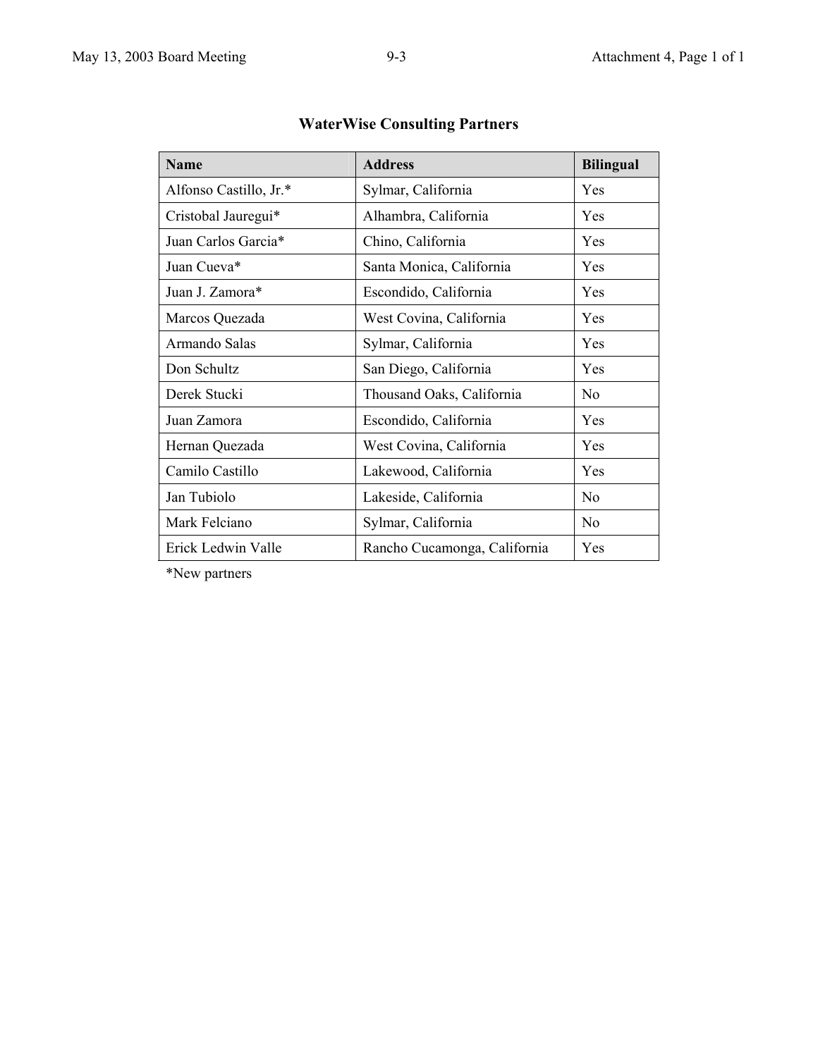## WaterWise Consulting Partners

| Name | Address | Bilingual |
|---|---|---|
| Alfonso Castillo, Jr.* | Sylmar, California | Yes |
| Cristobal Jauregui* | Alhambra, California | Yes |
| Juan Carlos Garcia* | Chino, California | Yes |
| Juan Cueva* | Santa Monica, California | Yes |
| Juan J. Zamora* | Escondido, California | Yes |
| Marcos Quezada | West Covina, California | Yes |
| Armando Salas | Sylmar, California | Yes |
| Don Schultz | San Diego, California | Yes |
| Derek Stucki | Thousand Oaks, California | No |
| Juan Zamora | Escondido, California | Yes |
| Hernan Quezada | West Covina, California | Yes |
| Camilo Castillo | Lakewood, California | Yes |
| Jan Tubiolo | Lakeside, California | No |
| Mark Felciano | Sylmar, California | No |
| Erick Ledwin Valle | Rancho Cucamonga, California | Yes |

*New partners